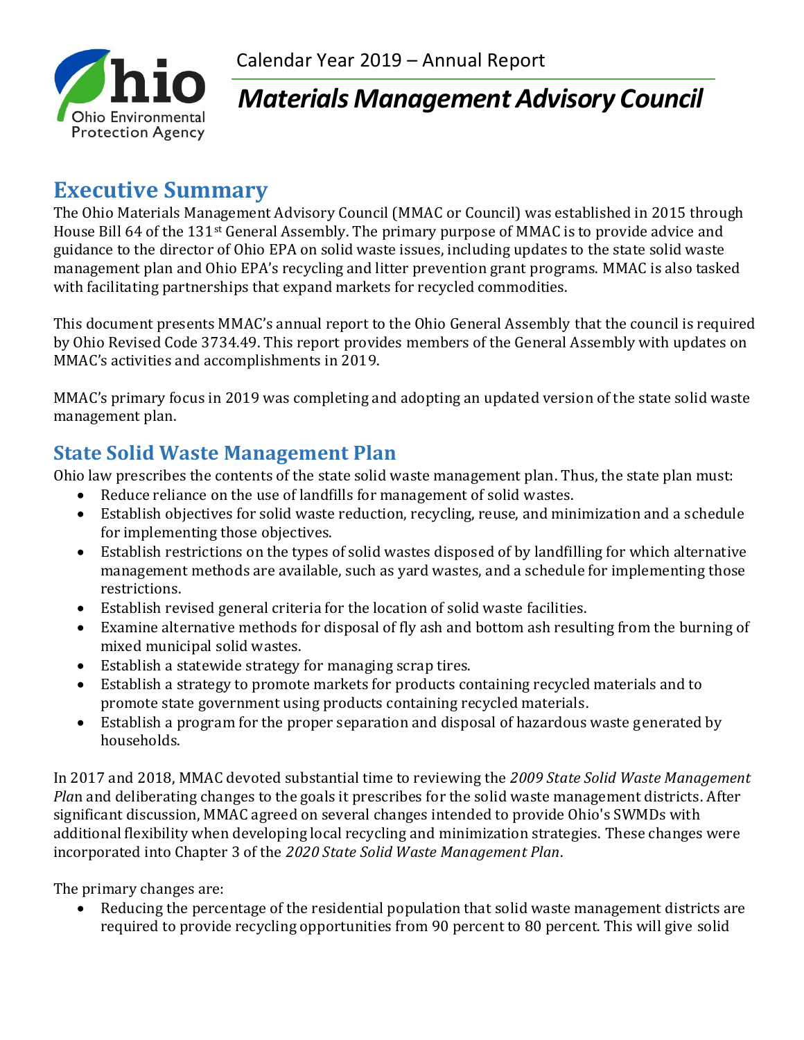Calendar Year 2019 – Annual Report

# *Materials Management Advisory Council*

## Executive Summary

The Ohio Materials Management Advisory Council (MMAC or Council) was established in 2015 through House Bill 64 of the 131st General Assembly. The primary purpose of MMAC is to provide advice and guidance to the director of Ohio EPA on solid waste issues, including updates to the state solid waste management plan and Ohio EPA's recycling and litter prevention grant programs. MMAC is also tasked with facilitating partnerships that expand markets for recycled commodities.

This document presents MMAC's annual report to the Ohio General Assembly that the council is required by Ohio Revised Code 3734.49. This report provides members of the General Assembly with updates on MMAC's activities and accomplishments in 2019.

MMAC's primary focus in 2019 was completing and adopting an updated version of the state solid waste management plan.

## State Solid Waste Management Plan

Ohio law prescribes the contents of the state solid waste management plan. Thus, the state plan must:

- Reduce reliance on the use of landfills for management of solid wastes.
- Establish objectives for solid waste reduction, recycling, reuse, and minimization and a schedule for implementing those objectives.
- Establish restrictions on the types of solid wastes disposed of by landfilling for which alternative management methods are available, such as yard wastes, and a schedule for implementing those restrictions.
- Establish revised general criteria for the location of solid waste facilities.
- Examine alternative methods for disposal of fly ash and bottom ash resulting from the burning of mixed municipal solid wastes.
- Establish a statewide strategy for managing scrap tires.
- Establish a strategy to promote markets for products containing recycled materials and to promote state government using products containing recycled materials.
- Establish a program for the proper separation and disposal of hazardous waste generated by households.

In 2017 and 2018, MMAC devoted substantial time to reviewing the *2009 State Solid Waste Management Plan* and deliberating changes to the goals it prescribes for the solid waste management districts. After significant discussion, MMAC agreed on several changes intended to provide Ohio's SWMDs with additional flexibility when developing local recycling and minimization strategies. These changes were incorporated into Chapter 3 of the *2020 State Solid Waste Management Plan*.

The primary changes are:

- Reducing the percentage of the residential population that solid waste management districts are required to provide recycling opportunities from 90 percent to 80 percent. This will give solid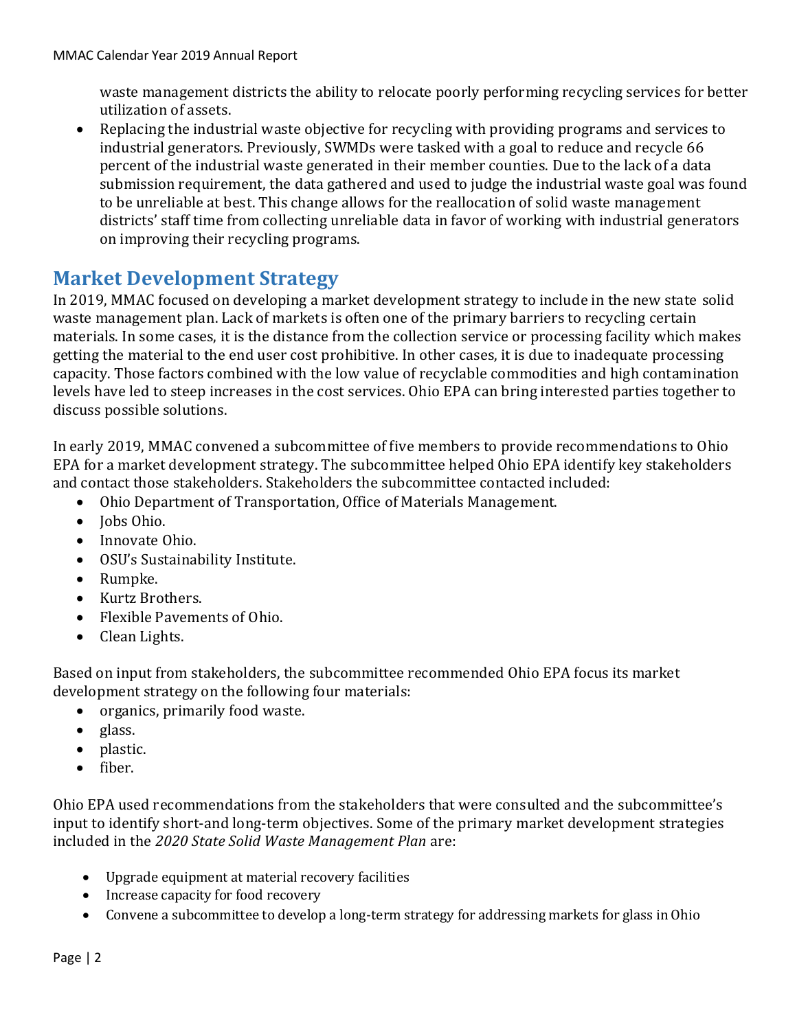waste management districts the ability to relocate poorly performing recycling services for better utilization of assets.

- Replacing the industrial waste objective for recycling with providing programs and services to industrial generators. Previously, SWMDs were tasked with a goal to reduce and recycle 66 percent of the industrial waste generated in their member counties. Due to the lack of a data submission requirement, the data gathered and used to judge the industrial waste goal was found to be unreliable at best. This change allows for the reallocation of solid waste management districts' staff time from collecting unreliable data in favor of working with industrial generators on improving their recycling programs.

## Market Development Strategy

In 2019, MMAC focused on developing a market development strategy to include in the new state solid waste management plan. Lack of markets is often one of the primary barriers to recycling certain materials. In some cases, it is the distance from the collection service or processing facility which makes getting the material to the end user cost prohibitive. In other cases, it is due to inadequate processing capacity. Those factors combined with the low value of recyclable commodities and high contamination levels have led to steep increases in the cost services. Ohio EPA can bring interested parties together to discuss possible solutions.

In early 2019, MMAC convened a subcommittee of five members to provide recommendations to Ohio EPA for a market development strategy. The subcommittee helped Ohio EPA identify key stakeholders and contact those stakeholders. Stakeholders the subcommittee contacted included:

- Ohio Department of Transportation, Office of Materials Management.
- Jobs Ohio.
- Innovate Ohio.
- OSU's Sustainability Institute.
- Rumpke.
- Kurtz Brothers.
- Flexible Pavements of Ohio.
- Clean Lights.

Based on input from stakeholders, the subcommittee recommended Ohio EPA focus its market development strategy on the following four materials:

- organics, primarily food waste.
- glass.
- plastic.
- fiber.

Ohio EPA used recommendations from the stakeholders that were consulted and the subcommittee's input to identify short-and long-term objectives. Some of the primary market development strategies included in the *2020 State Solid Waste Management Plan* are:

- Upgrade equipment at material recovery facilities
- Increase capacity for food recovery
- Convene a subcommittee to develop a long-term strategy for addressing markets for glass in Ohio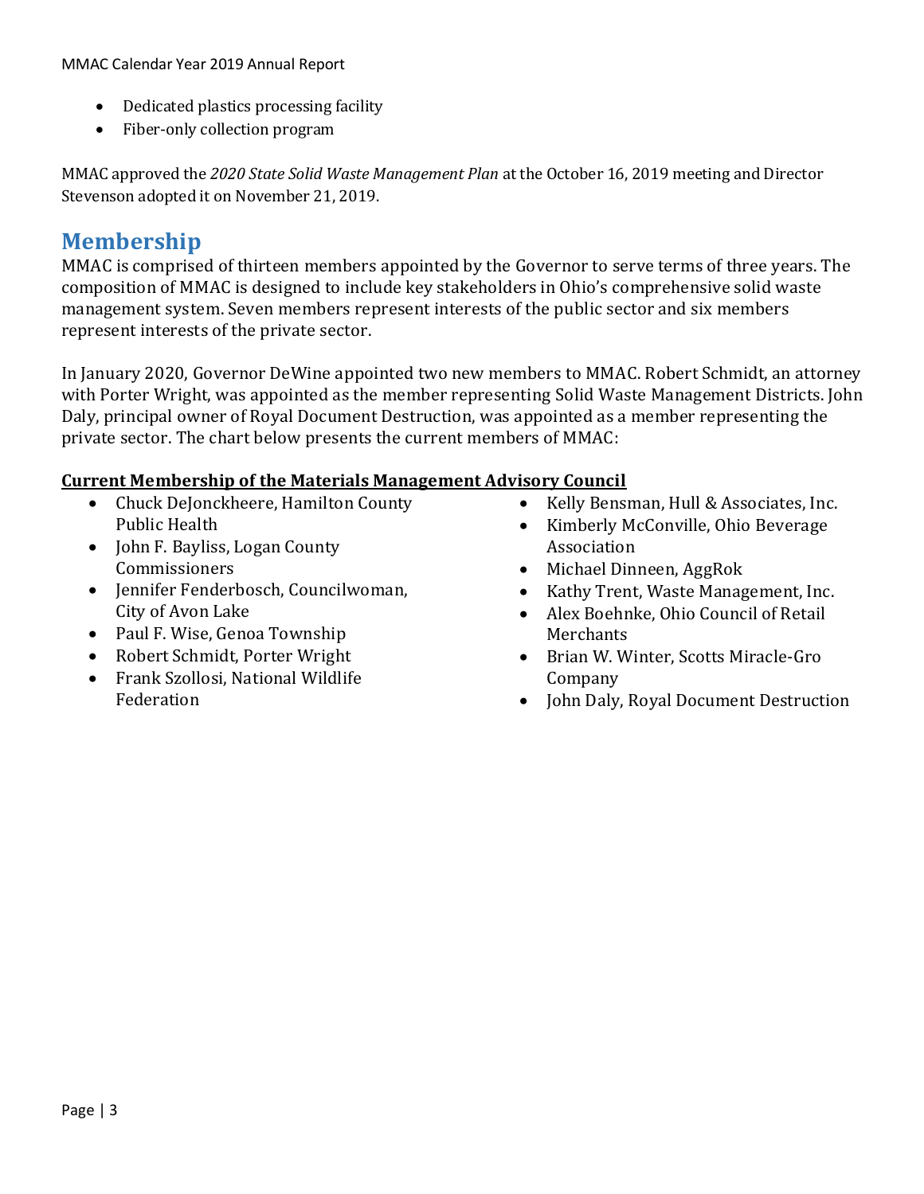- Dedicated plastics processing facility
- Fiber-only collection program

MMAC approved the *2020 State Solid Waste Management Plan* at the October 16, 2019 meeting and Director Stevenson adopted it on November 21, 2019.

## Membership

MMAC is comprised of thirteen members appointed by the Governor to serve terms of three years. The composition of MMAC is designed to include key stakeholders in Ohio's comprehensive solid waste management system. Seven members represent interests of the public sector and six members represent interests of the private sector.

In January 2020, Governor DeWine appointed two new members to MMAC. Robert Schmidt, an attorney with Porter Wright, was appointed as the member representing Solid Waste Management Districts. John Daly, principal owner of Royal Document Destruction, was appointed as a member representing the private sector. The chart below presents the current members of MMAC:

**Current Membership of the Materials Management Advisory Council**

- Chuck DeJonckheere, Hamilton County Public Health
- John F. Bayliss, Logan County Commissioners
- Jennifer Fenderbosch, Councilwoman, City of Avon Lake
- Paul F. Wise, Genoa Township
- Robert Schmidt, Porter Wright
- Frank Szollosi, National Wildlife Federation
- Kelly Bensman, Hull & Associates, Inc.
- Kimberly McConville, Ohio Beverage Association
- Michael Dinneen, AggRok
- Kathy Trent, Waste Management, Inc.
- Alex Boehnke, Ohio Council of Retail Merchants
- Brian W. Winter, Scotts Miracle-Gro Company
- John Daly, Royal Document Destruction